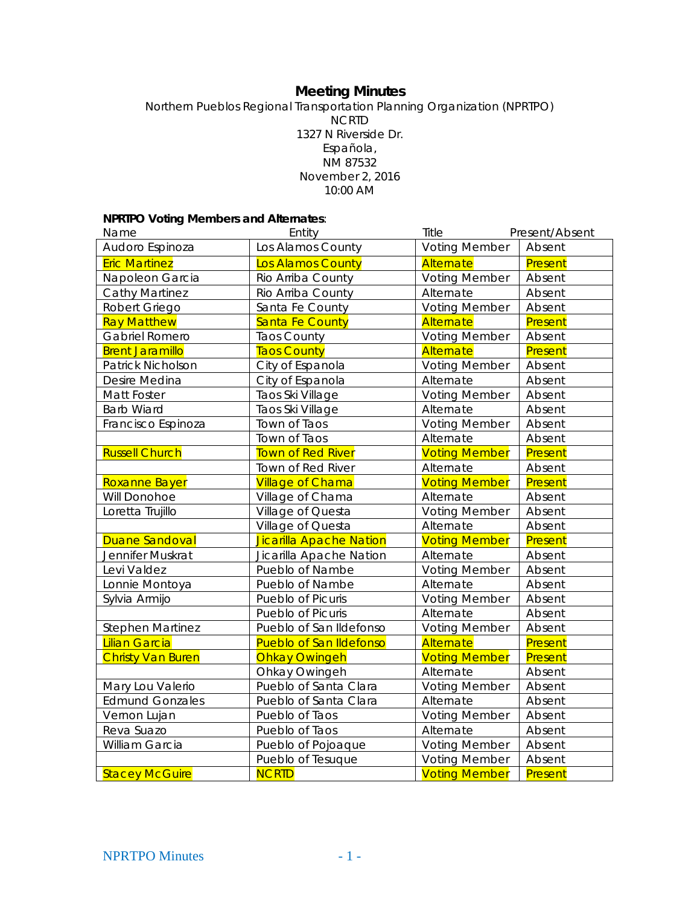# Meeting Minutes

Northern Pueblos Regional Transportation Planning Organization (NPRTPO)
NCRTD
1327 N Riverside Dr.
Española,
NM 87532
November 2, 2016
10:00 AM

**NPRTPO Voting Members and Alternates**:

| Name | Entity | Title | Present/Absent |
|---|---|---|---|
| Audoro Espinoza | Los Alamos County | Voting Member | Absent |
| Eric Martinez | Los Alamos County | Alternate | Present |
| Napoleon Garcia | Rio Arriba County | Voting Member | Absent |
| Cathy Martinez | Rio Arriba County | Alternate | Absent |
| Robert Griego | Santa Fe County | Voting Member | Absent |
| Ray Matthew | Santa Fe County | Alternate | Present |
| Gabriel Romero | Taos County | Voting Member | Absent |
| Brent Jaramillo | Taos County | Alternate | Present |
| Patrick Nicholson | City of Espanola | Voting Member | Absent |
| Desire Medina | City of Espanola | Alternate | Absent |
| Matt Foster | Taos Ski Village | Voting Member | Absent |
| Barb Wiard | Taos Ski Village | Alternate | Absent |
| Francisco Espinoza | Town of Taos | Voting Member | Absent |
| | Town of Taos | Alternate | Absent |
| Russell Church | Town of Red River | Voting Member | Present |
| | Town of Red River | Alternate | Absent |
| Roxanne Bayer | Village of Chama | Voting Member | Present |
| Will Donohoe | Village of Chama | Alternate | Absent |
| Loretta Trujillo | Village of Questa | Voting Member | Absent |
| | Village of Questa | Alternate | Absent |
| Duane Sandoval | Jicarilla Apache Nation | Voting Member | Present |
| Jennifer Muskrat | Jicarilla Apache Nation | Alternate | Absent |
| Levi Valdez | Pueblo of Nambe | Voting Member | Absent |
| Lonnie Montoya | Pueblo of Nambe | Alternate | Absent |
| Sylvia Armijo | Pueblo of Picuris | Voting Member | Absent |
| | Pueblo of Picuris | Alternate | Absent |
| Stephen Martinez | Pueblo of San Ildefonso | Voting Member | Absent |
| Lilian Garcia | Pueblo of San Ildefonso | Alternate | Present |
| Christy Van Buren | Ohkay Owingeh | Voting Member | Present |
| | Ohkay Owingeh | Alternate | Absent |
| Mary Lou Valerio | Pueblo of Santa Clara | Voting Member | Absent |
| Edmund Gonzales | Pueblo of Santa Clara | Alternate | Absent |
| Vernon Lujan | Pueblo of Taos | Voting Member | Absent |
| Reva Suazo | Pueblo of Taos | Alternate | Absent |
| William Garcia | Pueblo of Pojoaque | Voting Member | Absent |
| | Pueblo of Tesuque | Voting Member | Absent |
| Stacey McGuire | NCRTD | Voting Member | Present |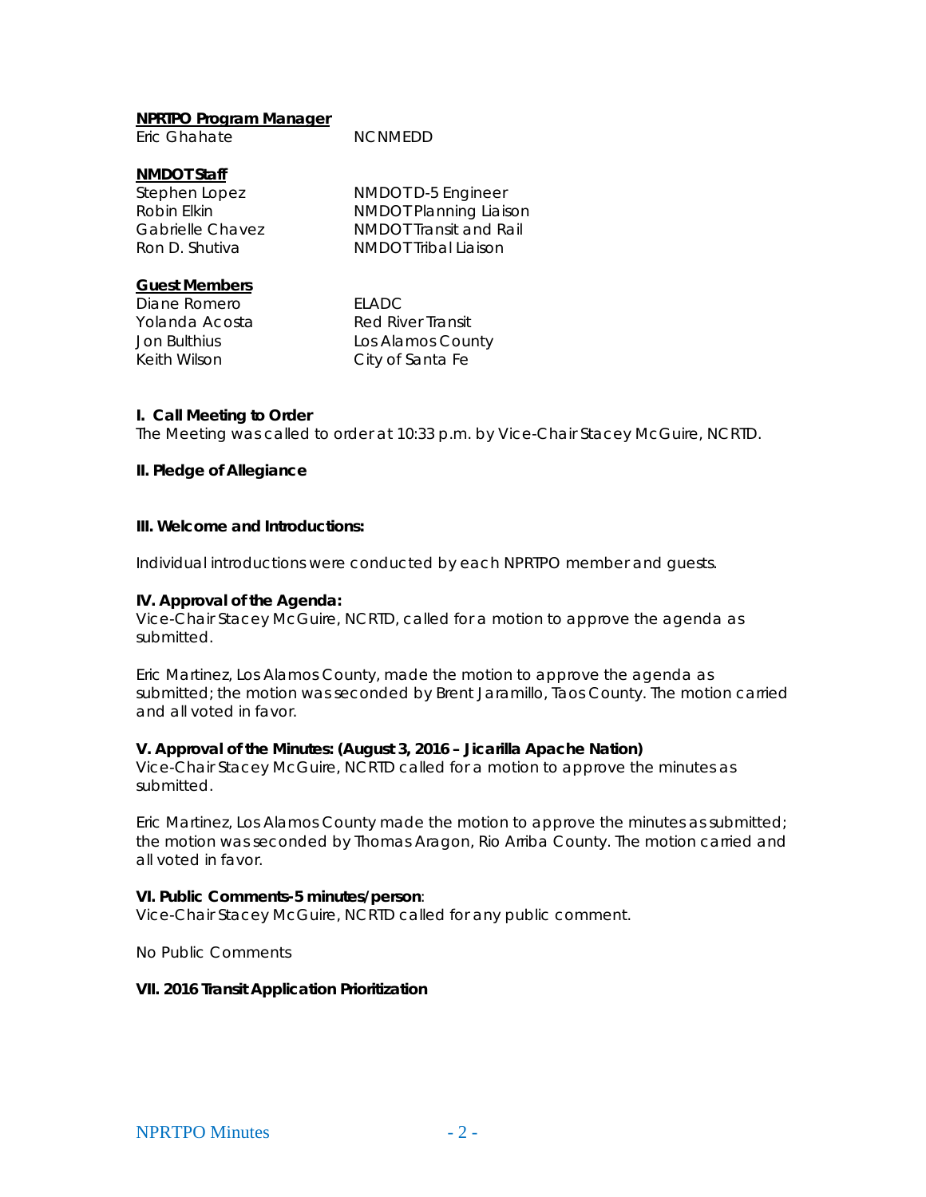**NPRTPO Program Manager**

| | |
|---|---|
| Eric Ghahate | NCNMEDD |

**NMDOT Staff**

| | |
|---|---|
| Stephen Lopez | NMDOT D-5 Engineer |
| Robin Elkin | NMDOT Planning Liaison |
| Gabrielle Chavez | NMDOT Transit and Rail |
| Ron D. Shutiva | NMDOT Tribal Liaison |

**Guest Members**

| | |
|---|---|
| Diane Romero | ELADC |
| Yolanda Acosta | Red River Transit |
| Jon Bulthius | Los Alamos County |
| Keith Wilson | City of Santa Fe |

**I. Call Meeting to Order**

The Meeting was called to order at 10:33 p.m. by Vice-Chair Stacey McGuire, NCRTD.

**II. Pledge of Allegiance**

**III. Welcome and Introductions:**

Individual introductions were conducted by each NPRTPO member and guests.

**IV. Approval of the Agenda:**

Vice-Chair Stacey McGuire, NCRTD, called for a motion to approve the agenda as submitted.

Eric Martinez, Los Alamos County, made the motion to approve the agenda as submitted; the motion was seconded by Brent Jaramillo, Taos County. The motion carried and all voted in favor.

**V. Approval of the Minutes: (August 3, 2016 – Jicarilla Apache Nation)**

Vice-Chair Stacey McGuire, NCRTD called for a motion to approve the minutes as submitted.

Eric Martinez, Los Alamos County made the motion to approve the minutes as submitted; the motion was seconded by Thomas Aragon, Rio Arriba County. The motion carried and all voted in favor.

**VI. Public Comments-5 minutes/person**:

Vice-Chair Stacey McGuire, NCRTD called for any public comment.

No Public Comments

**VII. 2016 Transit Application Prioritization**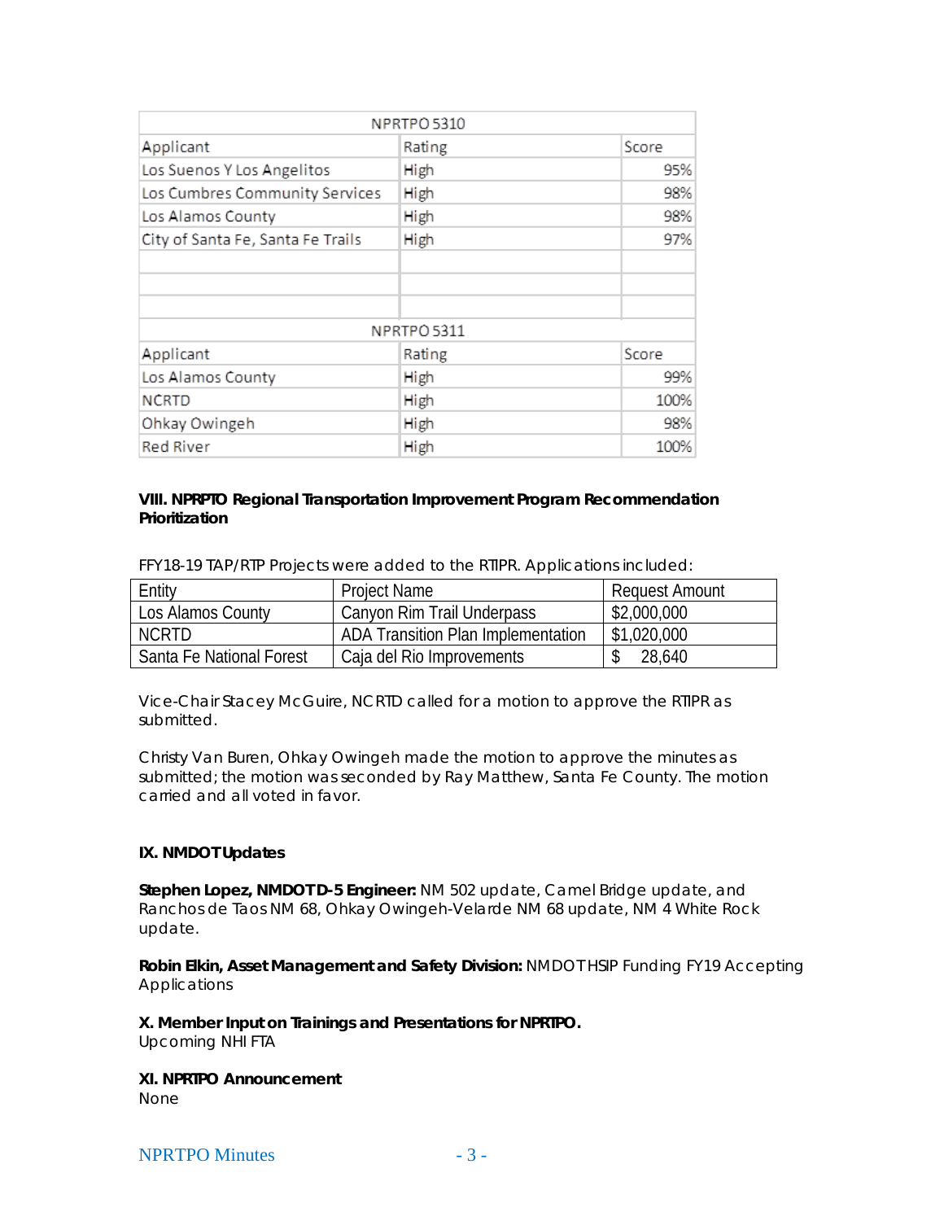| NPRTPO 5310 | | |
|---|---|---|
| Applicant | Rating | Score |
| Los Suenos Y Los Angelitos | High | 95% |
| Los Cumbres Community Services | High | 98% |
| Los Alamos County | High | 98% |
| City of Santa Fe, Santa Fe Trails | High | 97% |
| | | |
| | | |
| | | |
| NPRTPO 5311 | | |
| Applicant | Rating | Score |
| Los Alamos County | High | 99% |
| NCRTD | High | 100% |
| Ohkay Owingeh | High | 98% |
| Red River | High | 100% |

**VIII. NPRPTO Regional Transportation Improvement Program Recommendation Prioritization**

FFY18-19 TAP/RTP Projects were added to the RTIPR. Applications included:

| Entity | Project Name | Request Amount |
|---|---|---|
| Los Alamos County | Canyon Rim Trail Underpass | $2,000,000 |
| NCRTD | ADA Transition Plan Implementation | $1,020,000 |
| Santa Fe National Forest | Caja del Rio Improvements | $ 28,640 |

Vice-Chair Stacey McGuire, NCRTD called for a motion to approve the RTIPR as submitted.

Christy Van Buren, Ohkay Owingeh made the motion to approve the minutes as submitted; the motion was seconded by Ray Matthew, Santa Fe County. The motion carried and all voted in favor.

**IX. NMDOT Updates**

**Stephen Lopez, NMDOT D-5 Engineer:** NM 502 update, Camel Bridge update, and Ranchos de Taos NM 68, Ohkay Owingeh-Velarde NM 68 update, NM 4 White Rock update.

**Robin Elkin, Asset Management and Safety Division:** NMDOT HSIP Funding FY19 Accepting Applications

**X. Member Input on Trainings and Presentations for NPRTPO.**
Upcoming NHI FTA

**XI. NPRTPO Announcement**
None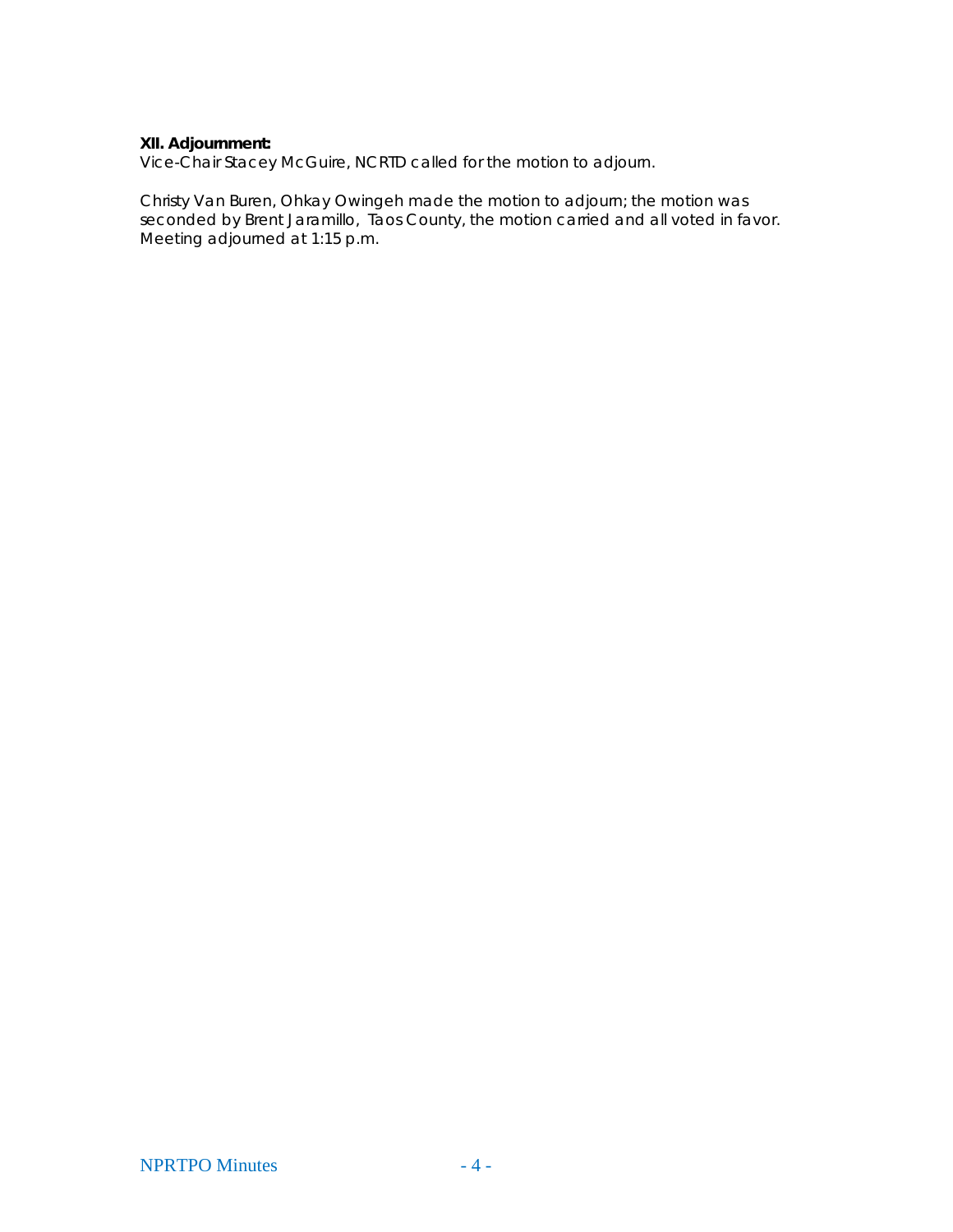**XII. Adjournment:**
Vice-Chair Stacey McGuire, NCRTD called for the motion to adjourn.

Christy Van Buren, Ohkay Owingeh made the motion to adjourn; the motion was seconded by Brent Jaramillo, Taos County, the motion carried and all voted in favor. Meeting adjourned at 1:15 p.m.